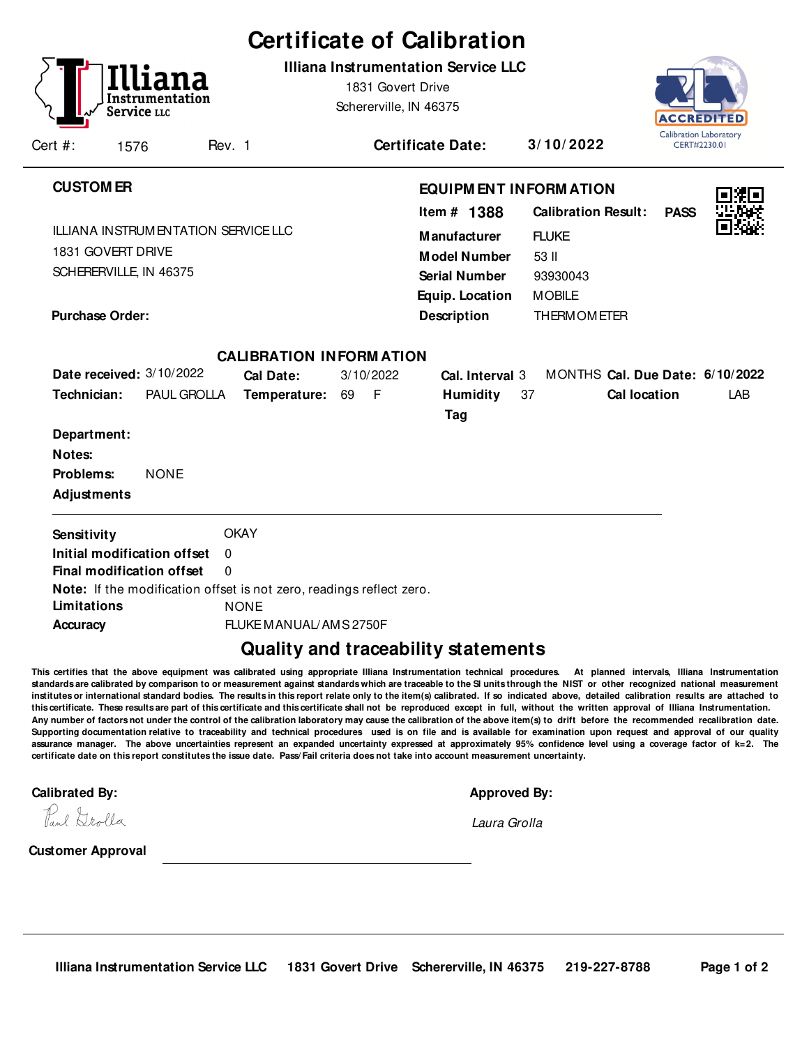# Certificate of Calibration

**Illiana Instrumentation Service LLC**

1831 Govert Drive

Schererville, IN 46375

ACCREDITED Calibration Laboratory CERT#2230.01

Cert #: 1576 Rev. 1 **Certificate Date: 3/10/2022**

## CUSTOMER

ILLIANA INSTRUMENTATION SERVICE LLC
1831 GOVERT DRIVE
SCHERERVILLE, IN 46375

**Purchase Order:**

## EQUIPMENT INFORMATION

**Item #** 1388 **Calibration Result:** PASS

| | |
|---|---|
| **Manufacturer** | FLUKE |
| **Model Number** | 53 II |
| **Serial Number** | 93930043 |
| **Equip. Location** | MOBILE |
| **Description** | THERMOMETER |

## CALIBRATION INFORMATION

**Date received:** 3/10/2022 **Cal Date:** 3/10/2022 **Cal. Interval** 3 MONTHS **Cal. Due Date:** 6/10/2022

**Technician:** PAUL GROLLA **Temperature:** 69 F **Humidity** 37 **Cal location** LAB

**Tag**

**Department:**

**Notes:**

**Problems:** NONE

**Adjustments**

---

**Sensitivity** OKAY

**Initial modification offset** 0

**Final modification offset** 0

**Note:** If the modification offset is not zero, readings reflect zero.

**Limitations** NONE

**Accuracy** FLUKE MANUAL/AMS 2750F

## Quality and traceability statements

**This certifies that the above equipment was calibrated using appropriate Illiana Instrumentation technical procedures. At planned intervals, Illiana Instrumentation standards are calibrated by comparison to or measurement against standards which are traceable to the SI units through the NIST or other recognized national measurement institutes or international standard bodies. The results in this report relate only to the item(s) calibrated. If so indicated above, detailed calibration results are attached to this certificate. These results are part of this certificate and this certificate shall not be reproduced except in full, without the written approval of Illiana Instrumentation. Any number of factors not under the control of the calibration laboratory may cause the calibration of the above item(s) to drift before the recommended recalibration date. Supporting documentation relative to traceability and technical procedures used is on file and is available for examination upon request and approval of our quality assurance manager. The above uncertainties represent an expanded uncertainty expressed at approximately 95% confidence level using a coverage factor of k=2. The certificate date on this report constitutes the issue date. Pass/Fail criteria does not take into account measurement uncertainty.**

**Calibrated By:** Paul Grolla

**Approved By:** *Laura Grolla*

**Customer Approval** \_\_\_\_\_\_\_\_\_\_\_\_\_\_\_\_\_\_\_\_\_\_\_\_\_\_\_\_

**Illiana Instrumentation Service LLC 1831 Govert Drive Schererville, IN 46375 219-227-8788**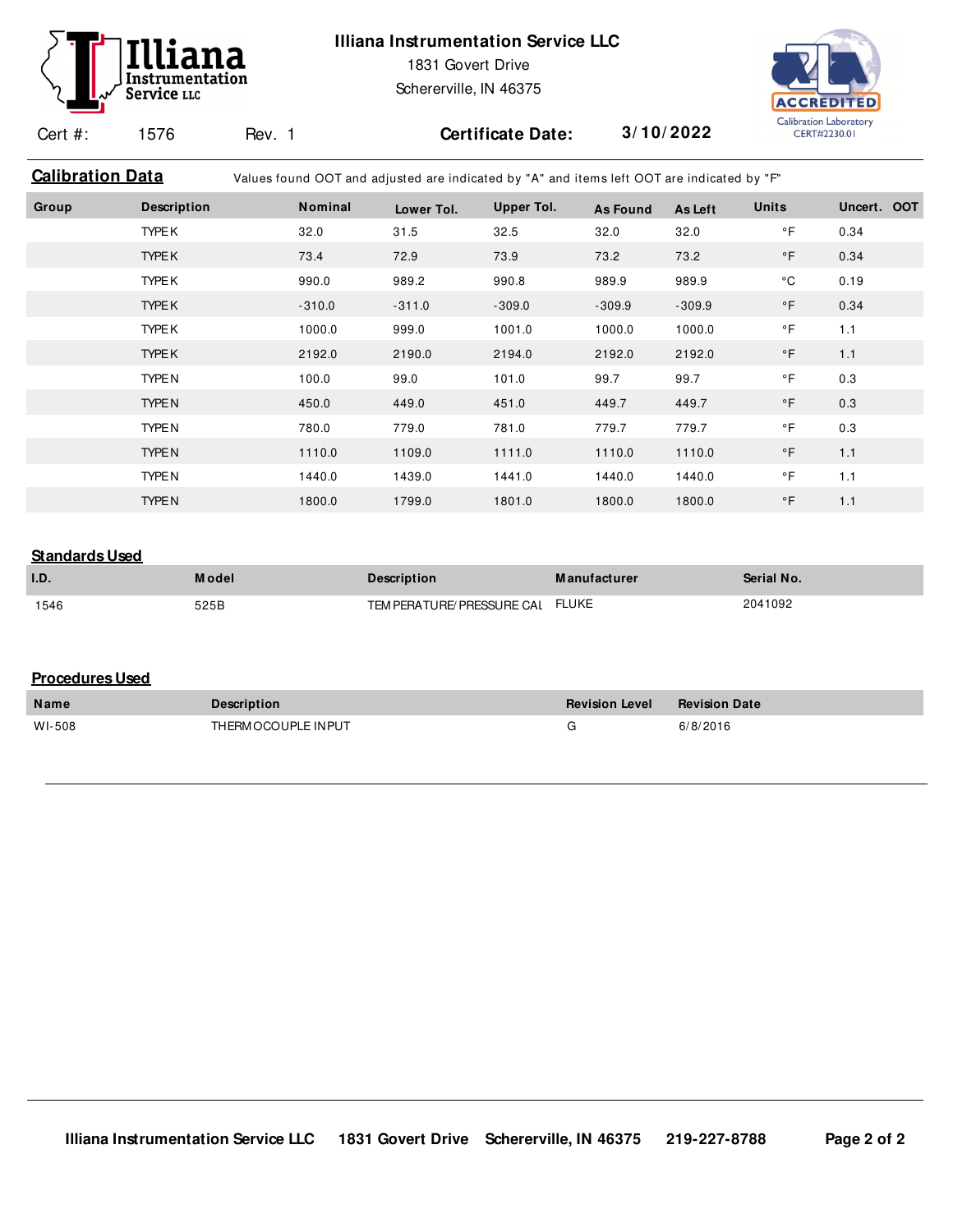**Illiana Instrumentation Service LLC**
1831 Govert Drive
Schererville, IN 46375

ACCREDITED
Calibration Laboratory
CERT#2230.01

Cert #: 1576 Rev. 1 **Certificate Date: 3/10/2022**

## Calibration Data

Values found OOT and adjusted are indicated by "A" and items left OOT are indicated by "F"

| Group | Description | Nominal | Lower Tol. | Upper Tol. | As Found | As Left | Units | Uncert. | OOT |
|---|---|---|---|---|---|---|---|---|---|
| | TYPE K | 32.0 | 31.5 | 32.5 | 32.0 | 32.0 | °F | 0.34 | |
| | TYPE K | 73.4 | 72.9 | 73.9 | 73.2 | 73.2 | °F | 0.34 | |
| | TYPE K | 990.0 | 989.2 | 990.8 | 989.9 | 989.9 | °C | 0.19 | |
| | TYPE K | -310.0 | -311.0 | -309.0 | -309.9 | -309.9 | °F | 0.34 | |
| | TYPE K | 1000.0 | 999.0 | 1001.0 | 1000.0 | 1000.0 | °F | 1.1 | |
| | TYPE K | 2192.0 | 2190.0 | 2194.0 | 2192.0 | 2192.0 | °F | 1.1 | |
| | TYPE N | 100.0 | 99.0 | 101.0 | 99.7 | 99.7 | °F | 0.3 | |
| | TYPE N | 450.0 | 449.0 | 451.0 | 449.7 | 449.7 | °F | 0.3 | |
| | TYPE N | 780.0 | 779.0 | 781.0 | 779.7 | 779.7 | °F | 0.3 | |
| | TYPE N | 1110.0 | 1109.0 | 1111.0 | 1110.0 | 1110.0 | °F | 1.1 | |
| | TYPE N | 1440.0 | 1439.0 | 1441.0 | 1440.0 | 1440.0 | °F | 1.1 | |
| | TYPE N | 1800.0 | 1799.0 | 1801.0 | 1800.0 | 1800.0 | °F | 1.1 | |

## Standards Used

| I.D. | Model | Description | Manufacturer | Serial No. |
|---|---|---|---|---|
| 1546 | 525B | TEMPERATURE/PRESSURE CAL | FLUKE | 2041092 |

## Procedures Used

| Name | Description | Revision Level | Revision Date |
|---|---|---|---|
| WI-508 | THERMOCOUPLE INPUT | G | 6/8/2016 |